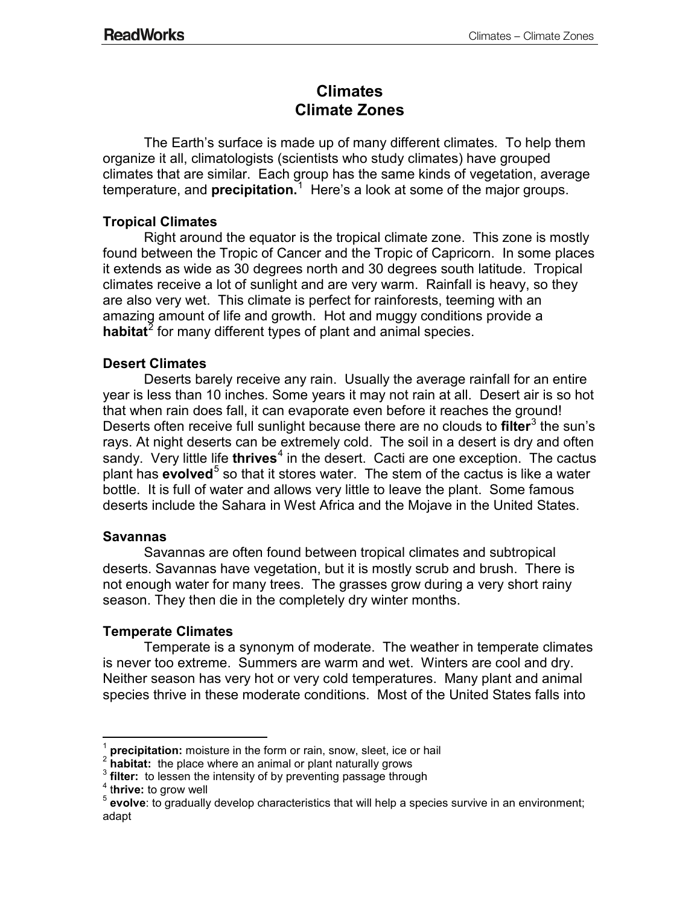# Climates
# Climate Zones

The Earth's surface is made up of many different climates. To help them organize it all, climatologists (scientists who study climates) have grouped climates that are similar. Each group has the same kinds of vegetation, average temperature, and **precipitation.**[1] Here's a look at some of the major groups.

### Tropical Climates

Right around the equator is the tropical climate zone. This zone is mostly found between the Tropic of Cancer and the Tropic of Capricorn. In some places it extends as wide as 30 degrees north and 30 degrees south latitude. Tropical climates receive a lot of sunlight and are very warm. Rainfall is heavy, so they are also very wet. This climate is perfect for rainforests, teeming with an amazing amount of life and growth. Hot and muggy conditions provide a **habitat**[2] for many different types of plant and animal species.

### Desert Climates

Deserts barely receive any rain. Usually the average rainfall for an entire year is less than 10 inches. Some years it may not rain at all. Desert air is so hot that when rain does fall, it can evaporate even before it reaches the ground! Deserts often receive full sunlight because there are no clouds to **filter**[3] the sun's rays. At night deserts can be extremely cold. The soil in a desert is dry and often sandy. Very little life **thrives**[4] in the desert. Cacti are one exception. The cactus plant has **evolved**[5] so that it stores water. The stem of the cactus is like a water bottle. It is full of water and allows very little to leave the plant. Some famous deserts include the Sahara in West Africa and the Mojave in the United States.

### Savannas

Savannas are often found between tropical climates and subtropical deserts. Savannas have vegetation, but it is mostly scrub and brush. There is not enough water for many trees. The grasses grow during a very short rainy season. They then die in the completely dry winter months.

### Temperate Climates

Temperate is a synonym of moderate. The weather in temperate climates is never too extreme. Summers are warm and wet. Winters are cool and dry. Neither season has very hot or very cold temperatures. Many plant and animal species thrive in these moderate conditions. Most of the United States falls into

---

[1] **precipitation:** moisture in the form or rain, snow, sleet, ice or hail
[2] **habitat:** the place where an animal or plant naturally grows
[3] **filter:** to lessen the intensity of by preventing passage through
[4] t**hrive:** to grow well
[5] **evolve**: to gradually develop characteristics that will help a species survive in an environment; adapt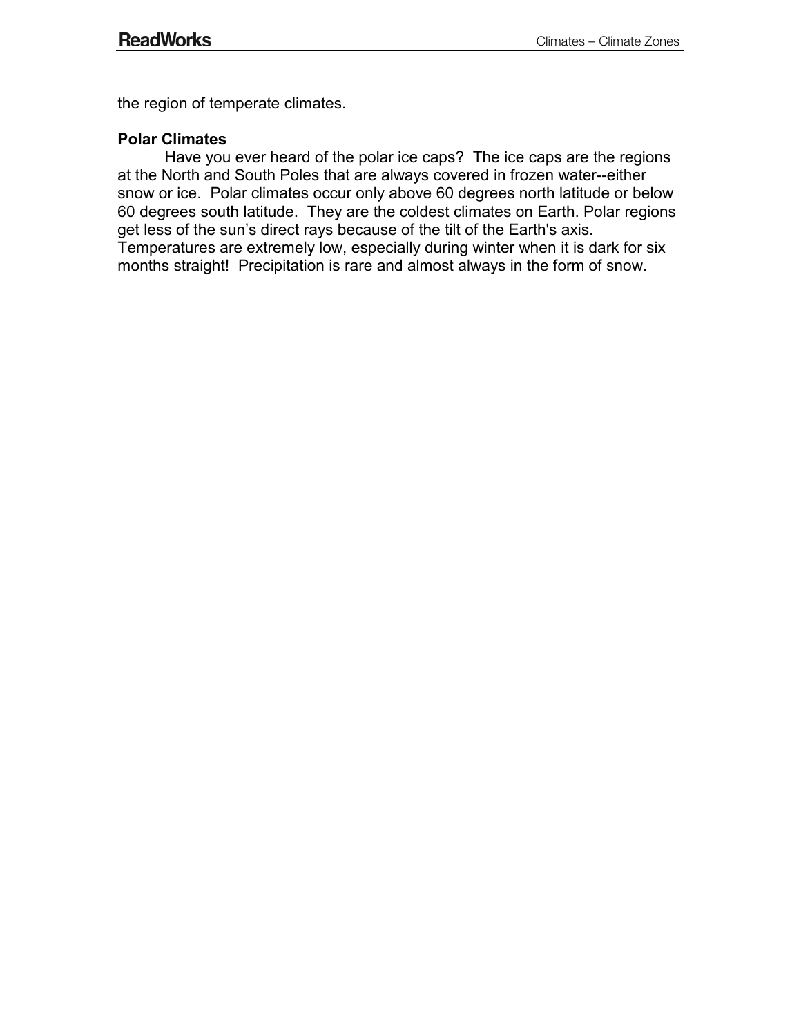the region of temperate climates.

**Polar Climates**

Have you ever heard of the polar ice caps? The ice caps are the regions at the North and South Poles that are always covered in frozen water--either snow or ice. Polar climates occur only above 60 degrees north latitude or below 60 degrees south latitude. They are the coldest climates on Earth. Polar regions get less of the sun's direct rays because of the tilt of the Earth's axis. Temperatures are extremely low, especially during winter when it is dark for six months straight! Precipitation is rare and almost always in the form of snow.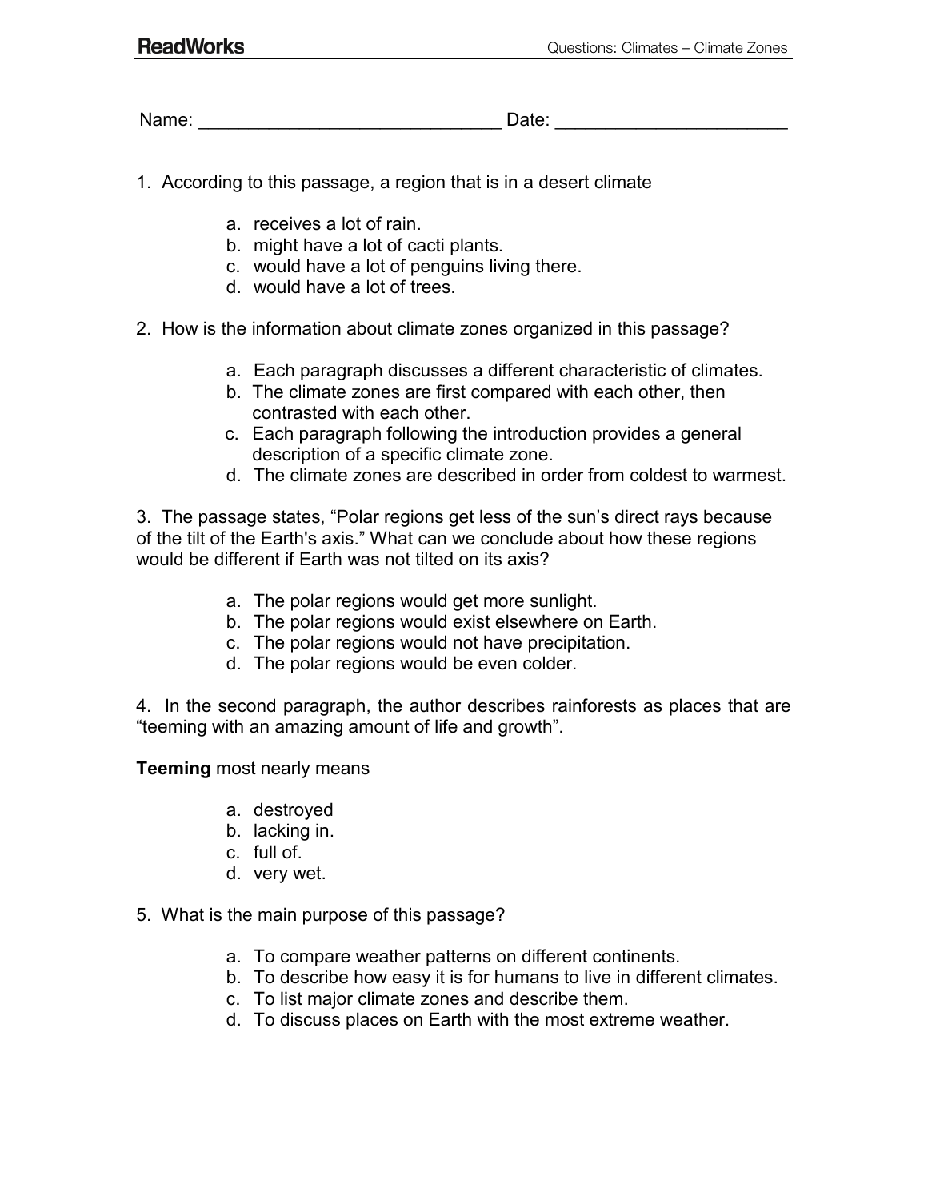Name: ______________________________ Date: _______________________

1. According to this passage, a region that is in a desert climate

   a. receives a lot of rain.
   b. might have a lot of cacti plants.
   c. would have a lot of penguins living there.
   d. would have a lot of trees.

2. How is the information about climate zones organized in this passage?

   a. Each paragraph discusses a different characteristic of climates.
   b. The climate zones are first compared with each other, then contrasted with each other.
   c. Each paragraph following the introduction provides a general description of a specific climate zone.
   d. The climate zones are described in order from coldest to warmest.

3. The passage states, "Polar regions get less of the sun's direct rays because of the tilt of the Earth's axis." What can we conclude about how these regions would be different if Earth was not tilted on its axis?

   a. The polar regions would get more sunlight.
   b. The polar regions would exist elsewhere on Earth.
   c. The polar regions would not have precipitation.
   d. The polar regions would be even colder.

4. In the second paragraph, the author describes rainforests as places that are "teeming with an amazing amount of life and growth".

**Teeming** most nearly means

   a. destroyed
   b. lacking in.
   c. full of.
   d. very wet.

5. What is the main purpose of this passage?

   a. To compare weather patterns on different continents.
   b. To describe how easy it is for humans to live in different climates.
   c. To list major climate zones and describe them.
   d. To discuss places on Earth with the most extreme weather.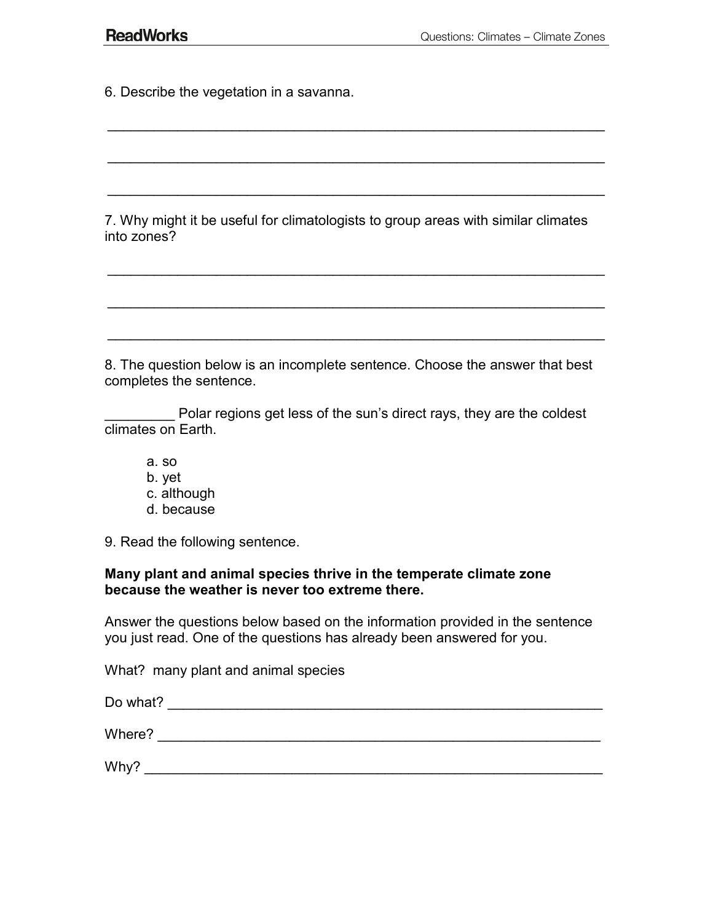6. Describe the vegetation in a savanna.

_______________________________________________________________

_______________________________________________________________

_______________________________________________________________

7. Why might it be useful for climatologists to group areas with similar climates into zones?

_______________________________________________________________

_______________________________________________________________

_______________________________________________________________

8. The question below is an incomplete sentence. Choose the answer that best completes the sentence.

_________ Polar regions get less of the sun's direct rays, they are the coldest climates on Earth.

a. so
b. yet
c. although
d. because

9. Read the following sentence.

**Many plant and animal species thrive in the temperate climate zone because the weather is never too extreme there.**

Answer the questions below based on the information provided in the sentence you just read. One of the questions has already been answered for you.

What? many plant and animal species

Do what? _______________________________________________________

Where? _________________________________________________________

Why? ___________________________________________________________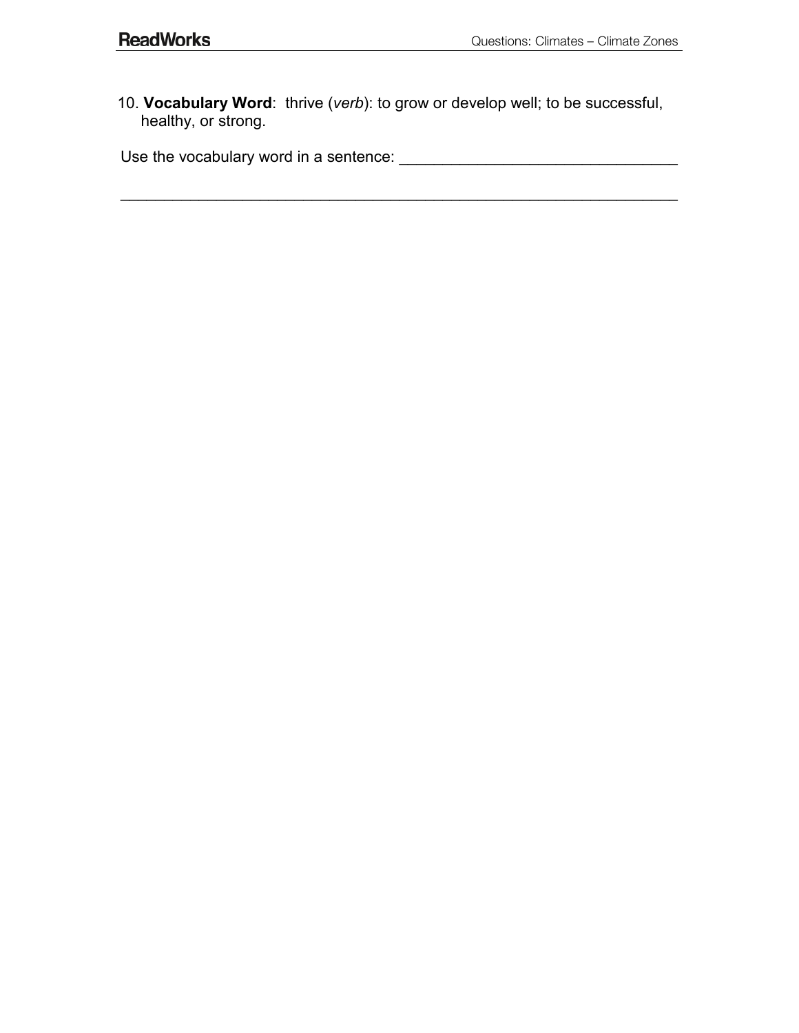10. **Vocabulary Word**: thrive (*verb*): to grow or develop well; to be successful, healthy, or strong.

Use the vocabulary word in a sentence: ________________________________

_________________________________________________________________